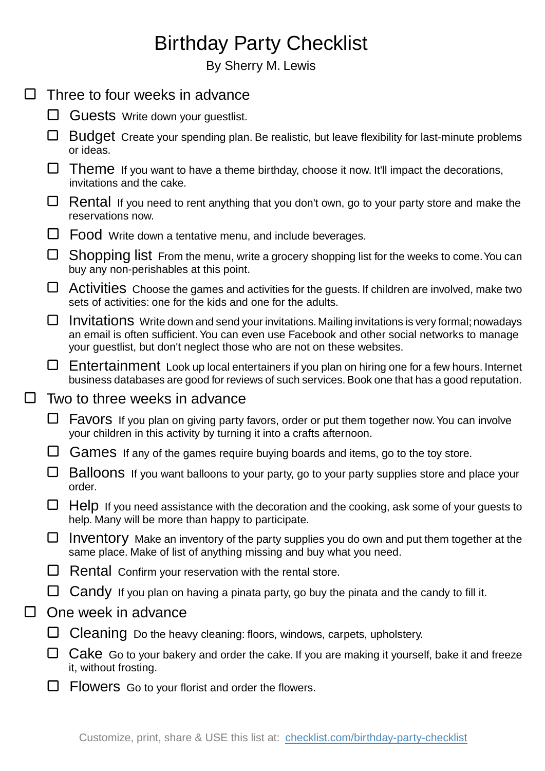# Birthday Party Checklist

By Sherry M. Lewis

- [ ] Three to four weeks in advance
  - [ ] **Guests** Write down your guestlist.
  - [ ] **Budget** Create your spending plan. Be realistic, but leave flexibility for last-minute problems or ideas.
  - [ ] **Theme** If you want to have a theme birthday, choose it now. It'll impact the decorations, invitations and the cake.
  - [ ] **Rental** If you need to rent anything that you don't own, go to your party store and make the reservations now.
  - [ ] **Food** Write down a tentative menu, and include beverages.
  - [ ] **Shopping list** From the menu, write a grocery shopping list for the weeks to come. You can buy any non-perishables at this point.
  - [ ] **Activities** Choose the games and activities for the guests. If children are involved, make two sets of activities: one for the kids and one for the adults.
  - [ ] **Invitations** Write down and send your invitations. Mailing invitations is very formal; nowadays an email is often sufficient. You can even use Facebook and other social networks to manage your guestlist, but don't neglect those who are not on these websites.
  - [ ] **Entertainment** Look up local entertainers if you plan on hiring one for a few hours. Internet business databases are good for reviews of such services. Book one that has a good reputation.
- [ ] Two to three weeks in advance
  - [ ] **Favors** If you plan on giving party favors, order or put them together now. You can involve your children in this activity by turning it into a crafts afternoon.
  - [ ] **Games** If any of the games require buying boards and items, go to the toy store.
  - [ ] **Balloons** If you want balloons to your party, go to your party supplies store and place your order.
  - [ ] **Help** If you need assistance with the decoration and the cooking, ask some of your guests to help. Many will be more than happy to participate.
  - [ ] **Inventory** Make an inventory of the party supplies you do own and put them together at the same place. Make of list of anything missing and buy what you need.
  - [ ] **Rental** Confirm your reservation with the rental store.
  - [ ] **Candy** If you plan on having a pinata party, go buy the pinata and the candy to fill it.
- [ ] One week in advance
  - [ ] **Cleaning** Do the heavy cleaning: floors, windows, carpets, upholstery.
  - [ ] **Cake** Go to your bakery and order the cake. If you are making it yourself, bake it and freeze it, without frosting.
  - [ ] **Flowers** Go to your florist and order the flowers.

Customize, print, share & USE this list at: [checklist.com/birthday-party-checklist](https://checklist.com/birthday-party-checklist)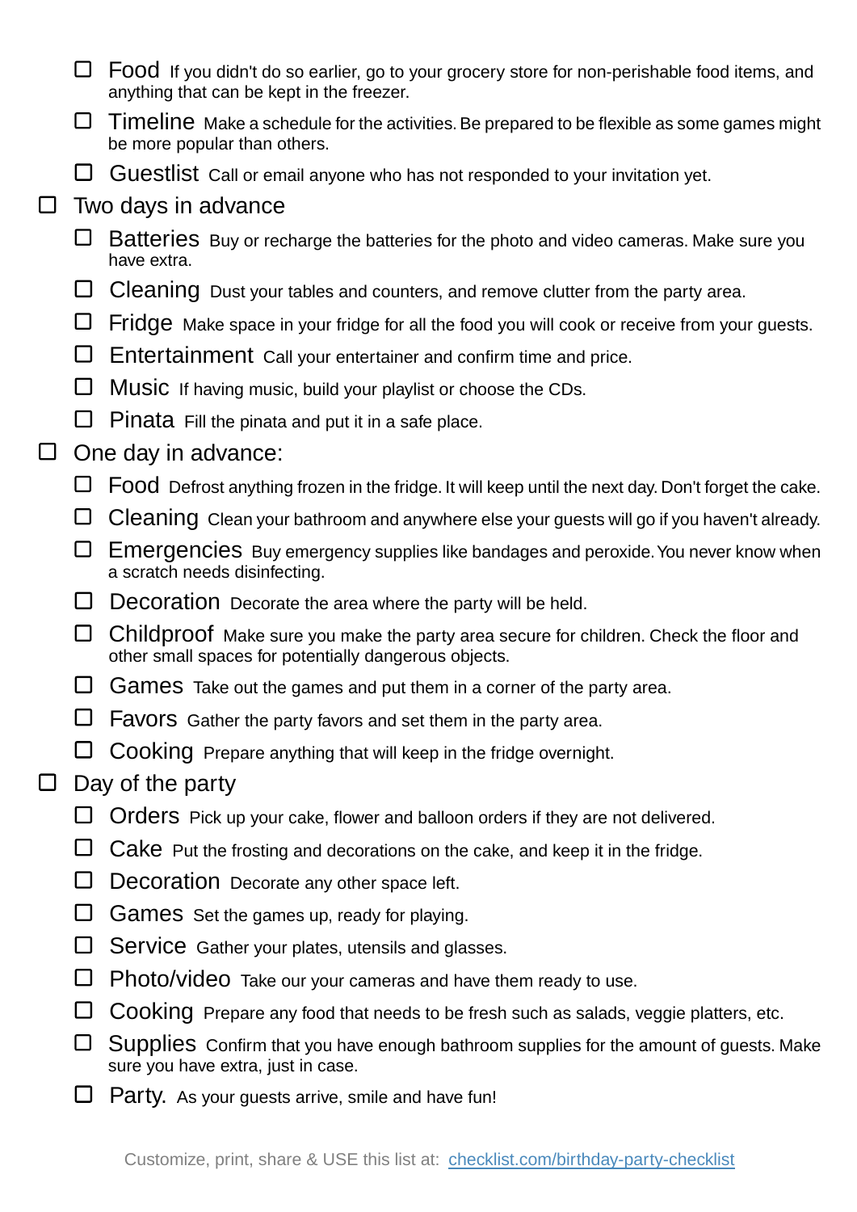- [ ] Food If you didn't do so earlier, go to your grocery store for non-perishable food items, and anything that can be kept in the freezer.
- [ ] Timeline Make a schedule for the activities. Be prepared to be flexible as some games might be more popular than others.
- [ ] Guestlist Call or email anyone who has not responded to your invitation yet.

- [ ] Two days in advance
  - [ ] Batteries Buy or recharge the batteries for the photo and video cameras. Make sure you have extra.
  - [ ] Cleaning Dust your tables and counters, and remove clutter from the party area.
  - [ ] Fridge Make space in your fridge for all the food you will cook or receive from your guests.
  - [ ] Entertainment Call your entertainer and confirm time and price.
  - [ ] Music If having music, build your playlist or choose the CDs.
  - [ ] Pinata Fill the pinata and put it in a safe place.
- [ ] One day in advance:
  - [ ] Food Defrost anything frozen in the fridge. It will keep until the next day. Don't forget the cake.
  - [ ] Cleaning Clean your bathroom and anywhere else your guests will go if you haven't already.
  - [ ] Emergencies Buy emergency supplies like bandages and peroxide. You never know when a scratch needs disinfecting.
  - [ ] Decoration Decorate the area where the party will be held.
  - [ ] Childproof Make sure you make the party area secure for children. Check the floor and other small spaces for potentially dangerous objects.
  - [ ] Games Take out the games and put them in a corner of the party area.
  - [ ] Favors Gather the party favors and set them in the party area.
  - [ ] Cooking Prepare anything that will keep in the fridge overnight.
- [ ] Day of the party
  - [ ] Orders Pick up your cake, flower and balloon orders if they are not delivered.
  - [ ] Cake Put the frosting and decorations on the cake, and keep it in the fridge.
  - [ ] Decoration Decorate any other space left.
  - [ ] Games Set the games up, ready for playing.
  - [ ] Service Gather your plates, utensils and glasses.
  - [ ] Photo/video Take our your cameras and have them ready to use.
  - [ ] Cooking Prepare any food that needs to be fresh such as salads, veggie platters, etc.
  - [ ] Supplies Confirm that you have enough bathroom supplies for the amount of guests. Make sure you have extra, just in case.
  - [ ] Party. As your guests arrive, smile and have fun!

Customize, print, share & USE this list at: [checklist.com/birthday-party-checklist](checklist.com/birthday-party-checklist)